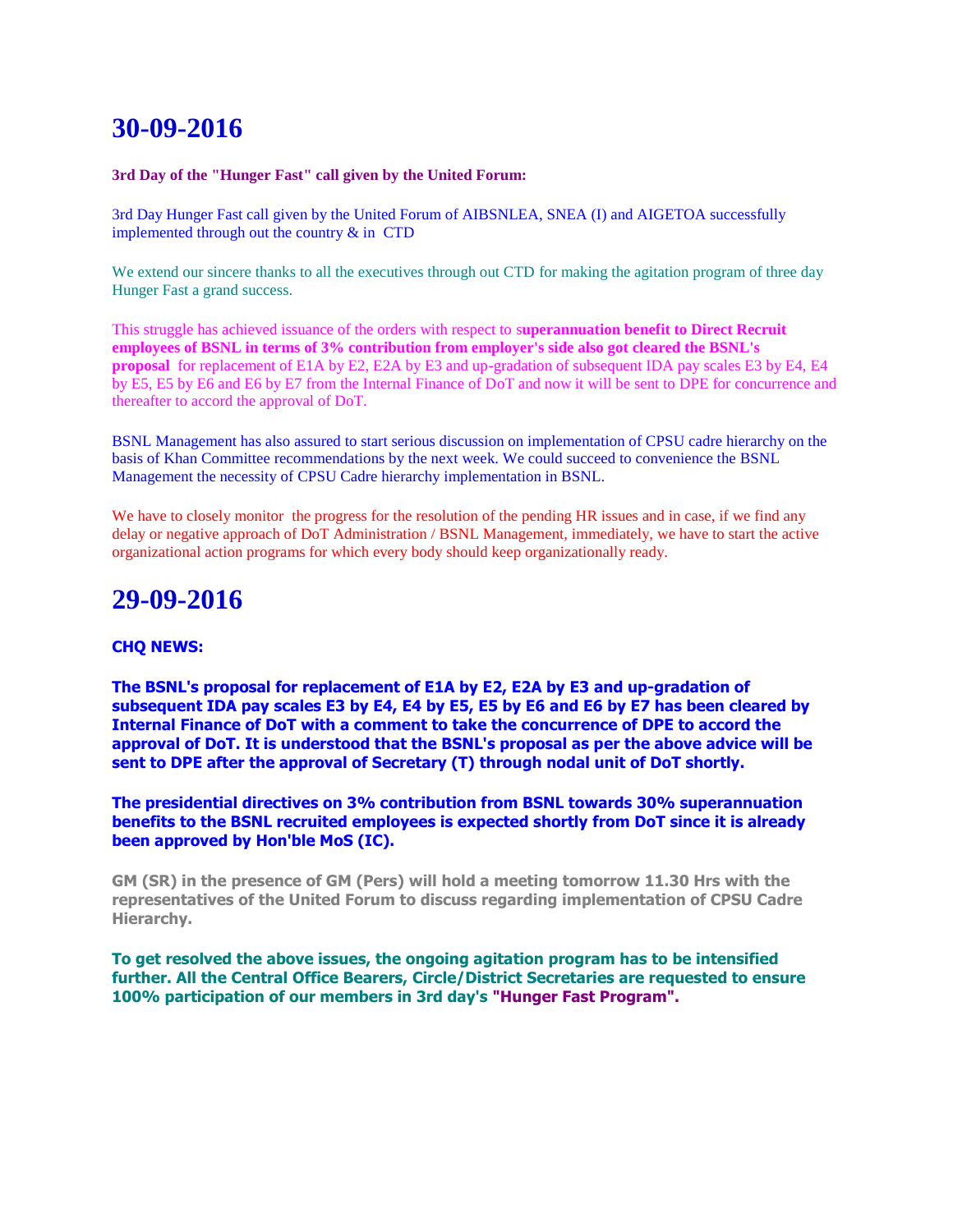# 30-09-2016

**3rd Day of the "Hunger Fast" call given by the United Forum:**

3rd Day Hunger Fast call given by the United Forum of AIBSNLEA, SNEA (I) and AIGETOA successfully implemented through out the country & in CTD

We extend our sincere thanks to all the executives through out CTD for making the agitation program of three day Hunger Fast a grand success.

This struggle has achieved issuance of the orders with respect to s**uperannuation benefit to Direct Recruit employees of BSNL in terms of 3% contribution from employer's side also got cleared the BSNL's proposal** for replacement of E1A by E2, E2A by E3 and up-gradation of subsequent IDA pay scales E3 by E4, E4 by E5, E5 by E6 and E6 by E7 from the Internal Finance of DoT and now it will be sent to DPE for concurrence and thereafter to accord the approval of DoT.

BSNL Management has also assured to start serious discussion on implementation of CPSU cadre hierarchy on the basis of Khan Committee recommendations by the next week. We could succeed to convenience the BSNL Management the necessity of CPSU Cadre hierarchy implementation in BSNL.

We have to closely monitor the progress for the resolution of the pending HR issues and in case, if we find any delay or negative approach of DoT Administration / BSNL Management, immediately, we have to start the active organizational action programs for which every body should keep organizationally ready.

# 29-09-2016

**CHQ NEWS:**

**The BSNL's proposal for replacement of E1A by E2, E2A by E3 and up-gradation of subsequent IDA pay scales E3 by E4, E4 by E5, E5 by E6 and E6 by E7 has been cleared by Internal Finance of DoT with a comment to take the concurrence of DPE to accord the approval of DoT. It is understood that the BSNL's proposal as per the above advice will be sent to DPE after the approval of Secretary (T) through nodal unit of DoT shortly.**

**The presidential directives on 3% contribution from BSNL towards 30% superannuation benefits to the BSNL recruited employees is expected shortly from DoT since it is already been approved by Hon'ble MoS (IC).**

**GM (SR) in the presence of GM (Pers) will hold a meeting tomorrow 11.30 Hrs with the representatives of the United Forum to discuss regarding implementation of CPSU Cadre Hierarchy.**

**To get resolved the above issues, the ongoing agitation program has to be intensified further. All the Central Office Bearers, Circle/District Secretaries are requested to ensure 100% participation of our members in 3rd day's "Hunger Fast Program".**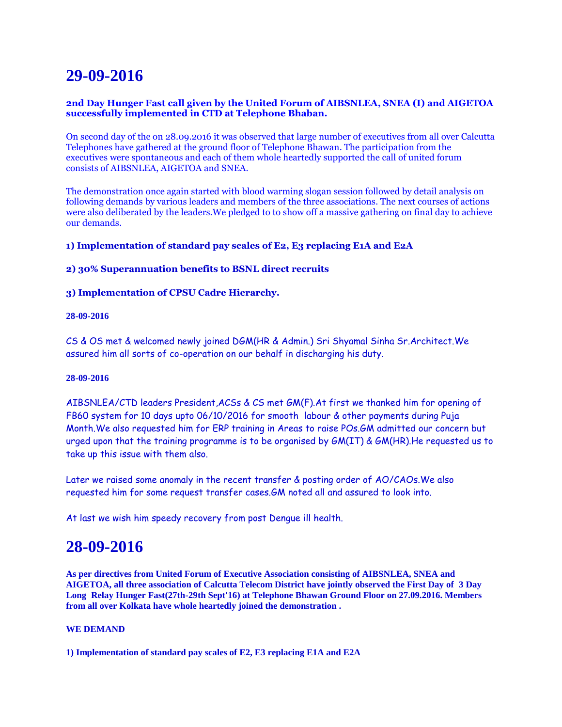# 29-09-2016

**2nd Day Hunger Fast call given by the United Forum of AIBSNLEA, SNEA (I) and AIGETOA successfully implemented in CTD at Telephone Bhaban.**

On second day of the on 28.09.2016 it was observed that large number of executives from all over Calcutta Telephones have gathered at the ground floor of Telephone Bhawan. The participation from the executives were spontaneous and each of them whole heartedly supported the call of united forum consists of AIBSNLEA, AIGETOA and SNEA.

The demonstration once again started with blood warming slogan session followed by detail analysis on following demands by various leaders and members of the three associations. The next courses of actions were also deliberated by the leaders.We pledged to to show off a massive gathering on final day to achieve our demands.

**1) Implementation of standard pay scales of E2, E3 replacing E1A and E2A**

**2) 30% Superannuation benefits to BSNL direct recruits**

**3) Implementation of CPSU Cadre Hierarchy.**

**28-09-2016**

CS & OS met & welcomed newly joined DGM(HR & Admin.) Sri Shyamal Sinha Sr.Architect.We assured him all sorts of co-operation on our behalf in discharging his duty.

**28-09-2016**

AIBSNLEA/CTD leaders President,ACSs & CS met GM(F).At first we thanked him for opening of FB60 system for 10 days upto 06/10/2016 for smooth labour & other payments during Puja Month.We also requested him for ERP training in Areas to raise POs.GM admitted our concern but urged upon that the training programme is to be organised by GM(IT) & GM(HR).He requested us to take up this issue with them also.

Later we raised some anomaly in the recent transfer & posting order of AO/CAOs.We also requested him for some request transfer cases.GM noted all and assured to look into.

At last we wish him speedy recovery from post Dengue ill health.

# 28-09-2016

**As per directives from United Forum of Executive Association consisting of AIBSNLEA, SNEA and AIGETOA, all three association of Calcutta Telecom District have jointly observed the First Day of 3 Day Long Relay Hunger Fast(27th-29th Sept'16) at Telephone Bhawan Ground Floor on 27.09.2016. Members from all over Kolkata have whole heartedly joined the demonstration .**

**WE DEMAND**

**1) Implementation of standard pay scales of E2, E3 replacing E1A and E2A**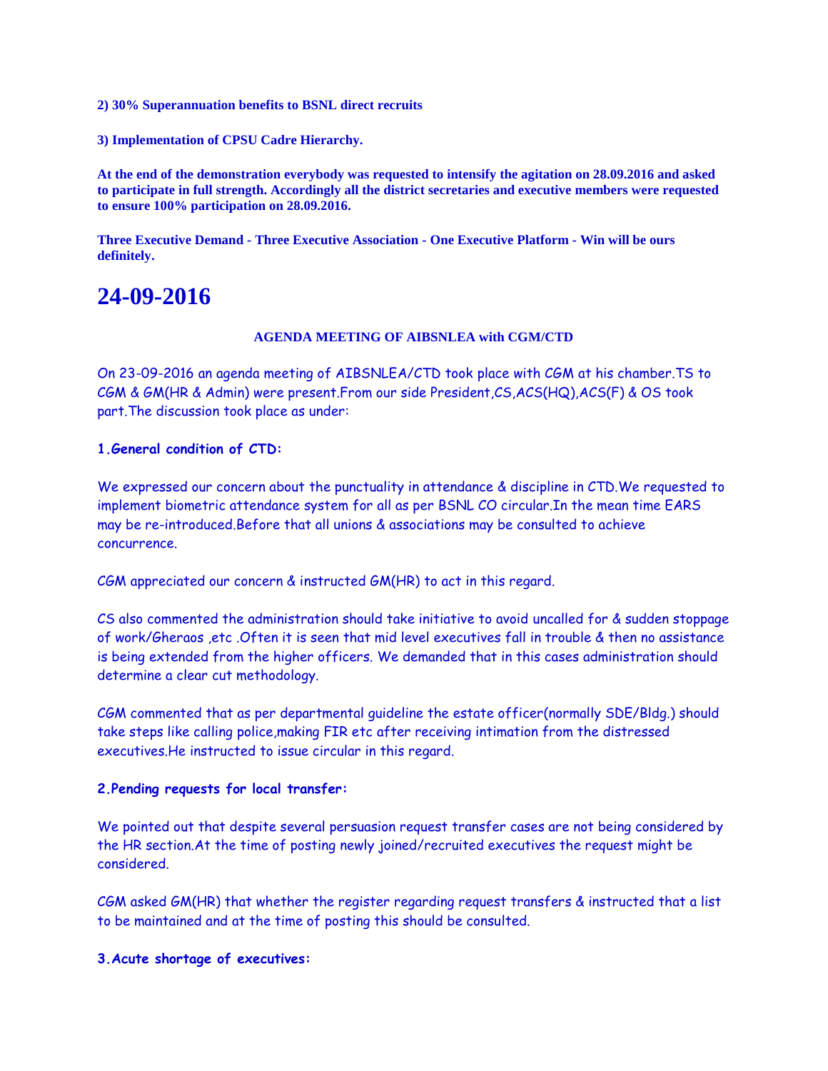**2) 30% Superannuation benefits to BSNL direct recruits**

**3) Implementation of CPSU Cadre Hierarchy.**

**At the end of the demonstration everybody was requested to intensify the agitation on 28.09.2016 and asked to participate in full strength. Accordingly all the district secretaries and executive members were requested to ensure 100% participation on 28.09.2016.**

**Three Executive Demand - Three Executive Association - One Executive Platform - Win will be ours definitely.**

# 24-09-2016

**AGENDA MEETING OF AIBSNLEA with CGM/CTD**

On 23-09-2016 an agenda meeting of AIBSNLEA/CTD took place with CGM at his chamber.TS to CGM & GM(HR & Admin) were present.From our side President,CS,ACS(HQ),ACS(F) & OS took part.The discussion took place as under:

**1.General condition of CTD:**

We expressed our concern about the punctuality in attendance & discipline in CTD.We requested to implement biometric attendance system for all as per BSNL CO circular.In the mean time EARS may be re-introduced.Before that all unions & associations may be consulted to achieve concurrence.

CGM appreciated our concern & instructed GM(HR) to act in this regard.

CS also commented the administration should take initiative to avoid uncalled for & sudden stoppage of work/Gheraos ,etc .Often it is seen that mid level executives fall in trouble & then no assistance is being extended from the higher officers. We demanded that in this cases administration should determine a clear cut methodology.

CGM commented that as per departmental guideline the estate officer(normally SDE/Bldg.) should take steps like calling police,making FIR etc after receiving intimation from the distressed executives.He instructed to issue circular in this regard.

**2.Pending requests for local transfer:**

We pointed out that despite several persuasion request transfer cases are not being considered by the HR section.At the time of posting newly joined/recruited executives the request might be considered.

CGM asked GM(HR) that whether the register regarding request transfers & instructed that a list to be maintained and at the time of posting this should be consulted.

**3.Acute shortage of executives:**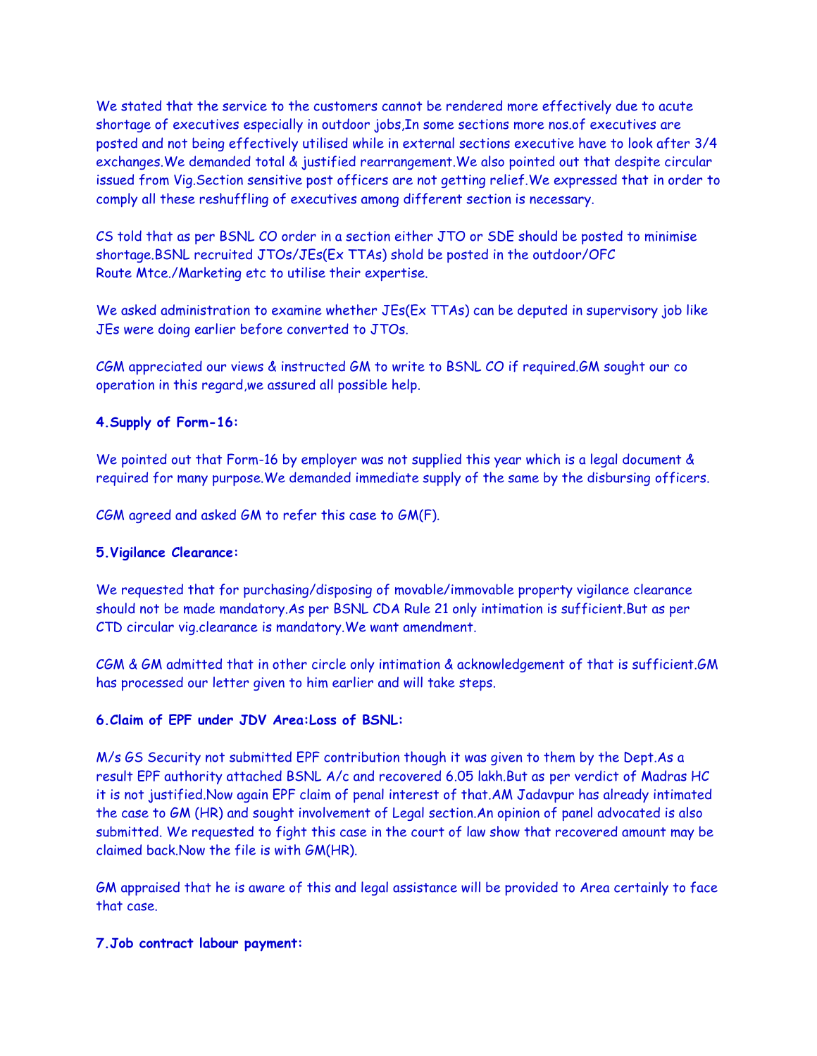We stated that the service to the customers cannot be rendered more effectively due to acute shortage of executives especially in outdoor jobs,In some sections more nos.of executives are posted and not being effectively utilised while in external sections executive have to look after 3/4 exchanges.We demanded total & justified rearrangement.We also pointed out that despite circular issued from Vig.Section sensitive post officers are not getting relief.We expressed that in order to comply all these reshuffling of executives among different section is necessary.

CS told that as per BSNL CO order in a section either JTO or SDE should be posted to minimise shortage.BSNL recruited JTOs/JEs(Ex TTAs) shold be posted in the outdoor/OFC Route Mtce./Marketing etc to utilise their expertise.

We asked administration to examine whether JEs(Ex TTAs) can be deputed in supervisory job like JEs were doing earlier before converted to JTOs.

CGM appreciated our views & instructed GM to write to BSNL CO if required.GM sought our co operation in this regard,we assured all possible help.

**4.Supply of Form-16:**

We pointed out that Form-16 by employer was not supplied this year which is a legal document & required for many purpose.We demanded immediate supply of the same by the disbursing officers.

CGM agreed and asked GM to refer this case to GM(F).

**5.Vigilance Clearance:**

We requested that for purchasing/disposing of movable/immovable property vigilance clearance should not be made mandatory.As per BSNL CDA Rule 21 only intimation is sufficient.But as per CTD circular vig.clearance is mandatory.We want amendment.

CGM & GM admitted that in other circle only intimation & acknowledgement of that is sufficient.GM has processed our letter given to him earlier and will take steps.

**6.Claim of EPF under JDV Area:Loss of BSNL:**

M/s GS Security not submitted EPF contribution though it was given to them by the Dept.As a result EPF authority attached BSNL A/c and recovered 6.05 lakh.But as per verdict of Madras HC it is not justified.Now again EPF claim of penal interest of that.AM Jadavpur has already intimated the case to GM (HR) and sought involvement of Legal section.An opinion of panel advocated is also submitted. We requested to fight this case in the court of law show that recovered amount may be claimed back.Now the file is with GM(HR).

GM appraised that he is aware of this and legal assistance will be provided to Area certainly to face that case.

**7.Job contract labour payment:**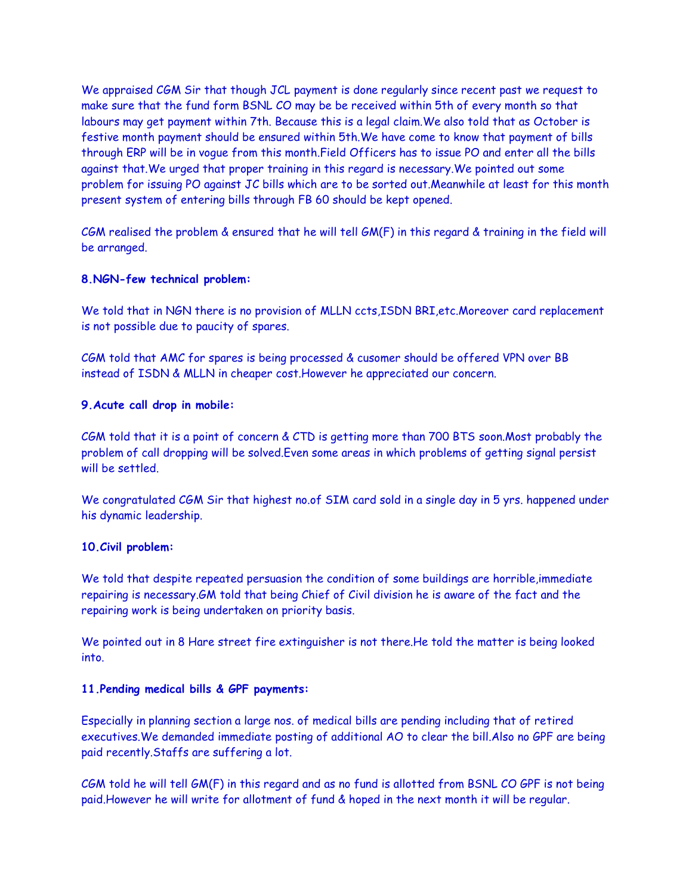We appraised CGM Sir that though JCL payment is done regularly since recent past we request to make sure that the fund form BSNL CO may be be received within 5th of every month so that labours may get payment within 7th. Because this is a legal claim.We also told that as October is festive month payment should be ensured within 5th.We have come to know that payment of bills through ERP will be in vogue from this month.Field Officers has to issue PO and enter all the bills against that.We urged that proper training in this regard is necessary.We pointed out some problem for issuing PO against JC bills which are to be sorted out.Meanwhile at least for this month present system of entering bills through FB 60 should be kept opened.

CGM realised the problem & ensured that he will tell GM(F) in this regard & training in the field will be arranged.

**8.NGN-few technical problem:**

We told that in NGN there is no provision of MLLN ccts,ISDN BRI,etc.Moreover card replacement is not possible due to paucity of spares.

CGM told that AMC for spares is being processed & cusomer should be offered VPN over BB instead of ISDN & MLLN in cheaper cost.However he appreciated our concern.

**9.Acute call drop in mobile:**

CGM told that it is a point of concern & CTD is getting more than 700 BTS soon.Most probably the problem of call dropping will be solved.Even some areas in which problems of getting signal persist will be settled.

We congratulated CGM Sir that highest no.of SIM card sold in a single day in 5 yrs. happened under his dynamic leadership.

**10.Civil problem:**

We told that despite repeated persuasion the condition of some buildings are horrible,immediate repairing is necessary.GM told that being Chief of Civil division he is aware of the fact and the repairing work is being undertaken on priority basis.

We pointed out in 8 Hare street fire extinguisher is not there.He told the matter is being looked into.

**11.Pending medical bills & GPF payments:**

Especially in planning section a large nos. of medical bills are pending including that of retired executives.We demanded immediate posting of additional AO to clear the bill.Also no GPF are being paid recently.Staffs are suffering a lot.

CGM told he will tell GM(F) in this regard and as no fund is allotted from BSNL CO GPF is not being paid.However he will write for allotment of fund & hoped in the next month it will be regular.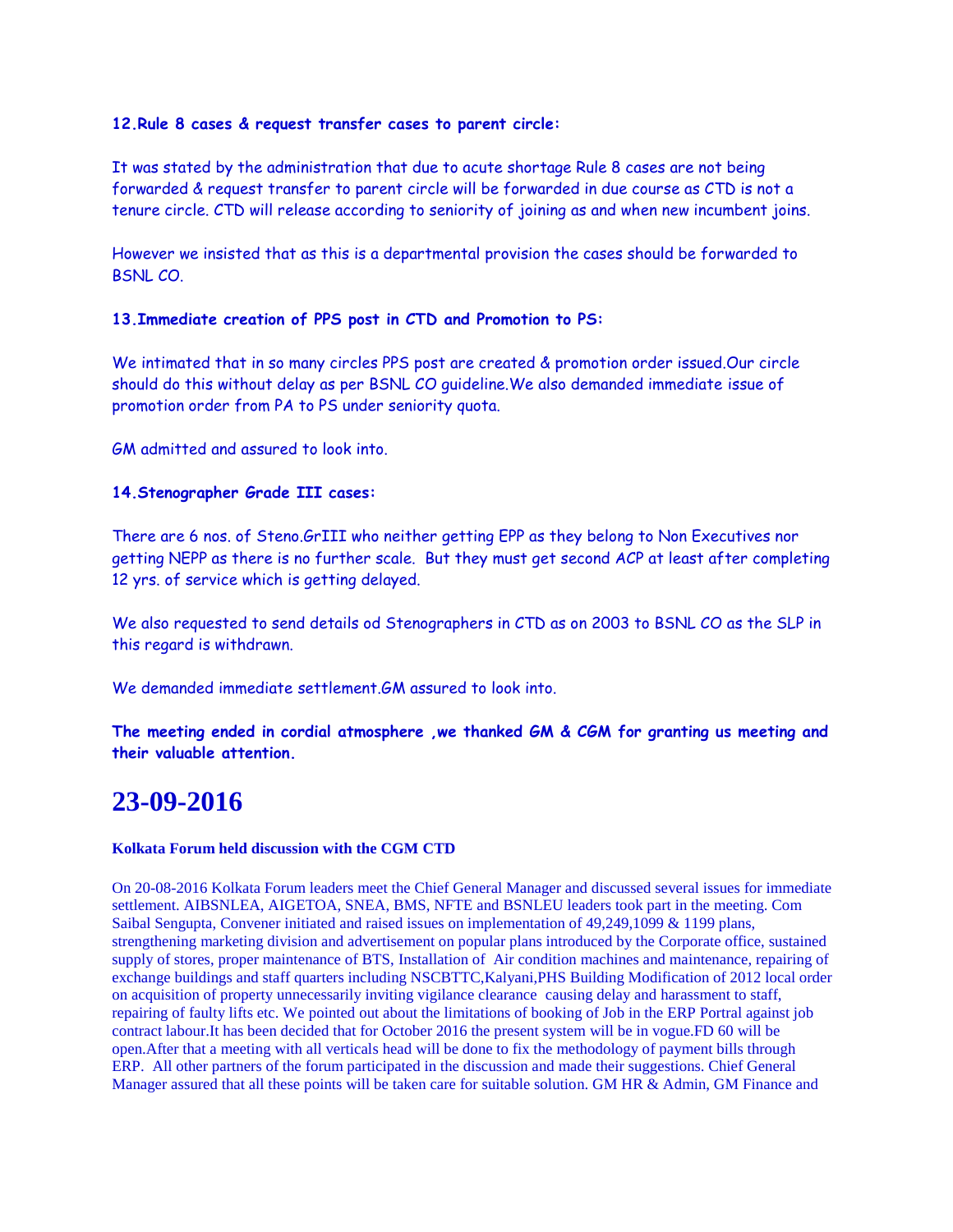**12.Rule 8 cases & request transfer cases to parent circle:**

It was stated by the administration that due to acute shortage Rule 8 cases are not being forwarded & request transfer to parent circle will be forwarded in due course as CTD is not a tenure circle. CTD will release according to seniority of joining as and when new incumbent joins.

However we insisted that as this is a departmental provision the cases should be forwarded to BSNL CO.

**13.Immediate creation of PPS post in CTD and Promotion to PS:**

We intimated that in so many circles PPS post are created & promotion order issued.Our circle should do this without delay as per BSNL CO guideline.We also demanded immediate issue of promotion order from PA to PS under seniority quota.

GM admitted and assured to look into.

**14.Stenographer Grade III cases:**

There are 6 nos. of Steno.GrIII who neither getting EPP as they belong to Non Executives nor getting NEPP as there is no further scale.  But they must get second ACP at least after completing 12 yrs. of service which is getting delayed.

We also requested to send details od Stenographers in CTD as on 2003 to BSNL CO as the SLP in this regard is withdrawn.

We demanded immediate settlement.GM assured to look into.

**The meeting ended in cordial atmosphere ,we thanked GM & CGM for granting us meeting and their valuable attention.**

# 23-09-2016

**Kolkata Forum held discussion with the CGM CTD**

On 20-08-2016 Kolkata Forum leaders meet the Chief General Manager and discussed several issues for immediate settlement. AIBSNLEA, AIGETOA, SNEA, BMS, NFTE and BSNLEU leaders took part in the meeting. Com Saibal Sengupta, Convener initiated and raised issues on implementation of 49,249,1099 & 1199 plans, strengthening marketing division and advertisement on popular plans introduced by the Corporate office, sustained supply of stores, proper maintenance of BTS, Installation of  Air condition machines and maintenance, repairing of exchange buildings and staff quarters including NSCBTTC,Kalyani,PHS Building Modification of 2012 local order on acquisition of property unnecessarily inviting vigilance clearance  causing delay and harassment to staff, repairing of faulty lifts etc. We pointed out about the limitations of booking of Job in the ERP Portral against job contract labour.It has been decided that for October 2016 the present system will be in vogue.FD 60 will be open.After that a meeting with all verticals head will be done to fix the methodology of payment bills through ERP.  All other partners of the forum participated in the discussion and made their suggestions. Chief General Manager assured that all these points will be taken care for suitable solution. GM HR & Admin, GM Finance and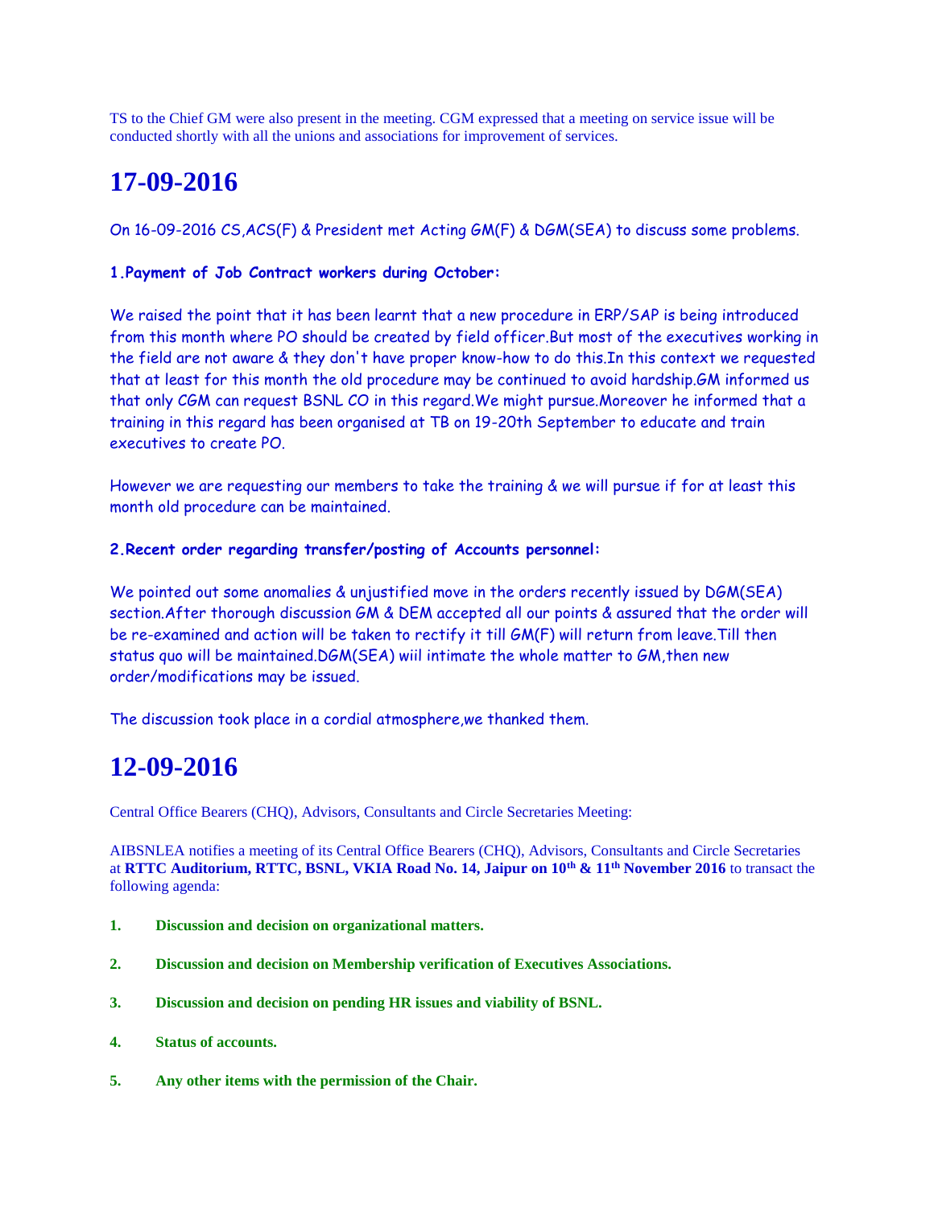TS to the Chief GM were also present in the meeting. CGM expressed that a meeting on service issue will be conducted shortly with all the unions and associations for improvement of services.

# 17-09-2016

On 16-09-2016 CS,ACS(F) & President met Acting GM(F) & DGM(SEA) to discuss some problems.

**1.Payment of Job Contract workers during October:**

We raised the point that it has been learnt that a new procedure in ERP/SAP is being introduced from this month where PO should be created by field officer.But most of the executives working in the field are not aware & they don't have proper know-how to do this.In this context we requested that at least for this month the old procedure may be continued to avoid hardship.GM informed us that only CGM can request BSNL CO in this regard.We might pursue.Moreover he informed that a training in this regard has been organised at TB on 19-20th September to educate and train executives to create PO.

However we are requesting our members to take the training & we will pursue if for at least this month old procedure can be maintained.

**2.Recent order regarding transfer/posting of Accounts personnel:**

We pointed out some anomalies & unjustified move in the orders recently issued by DGM(SEA) section.After thorough discussion GM & DEM accepted all our points & assured that the order will be re-examined and action will be taken to rectify it till GM(F) will return from leave.Till then status quo will be maintained.DGM(SEA) wiil intimate the whole matter to GM,then new order/modifications may be issued.

The discussion took place in a cordial atmosphere,we thanked them.

# 12-09-2016

Central Office Bearers (CHQ), Advisors, Consultants and Circle Secretaries Meeting:

AIBSNLEA notifies a meeting of its Central Office Bearers (CHQ), Advisors, Consultants and Circle Secretaries at **RTTC Auditorium, RTTC, BSNL, VKIA Road No. 14, Jaipur on 10th & 11th November 2016** to transact the following agenda:

1. **Discussion and decision on organizational matters.**
2. **Discussion and decision on Membership verification of Executives Associations.**
3. **Discussion and decision on pending HR issues and viability of BSNL.**
4. **Status of accounts.**
5. **Any other items with the permission of the Chair.**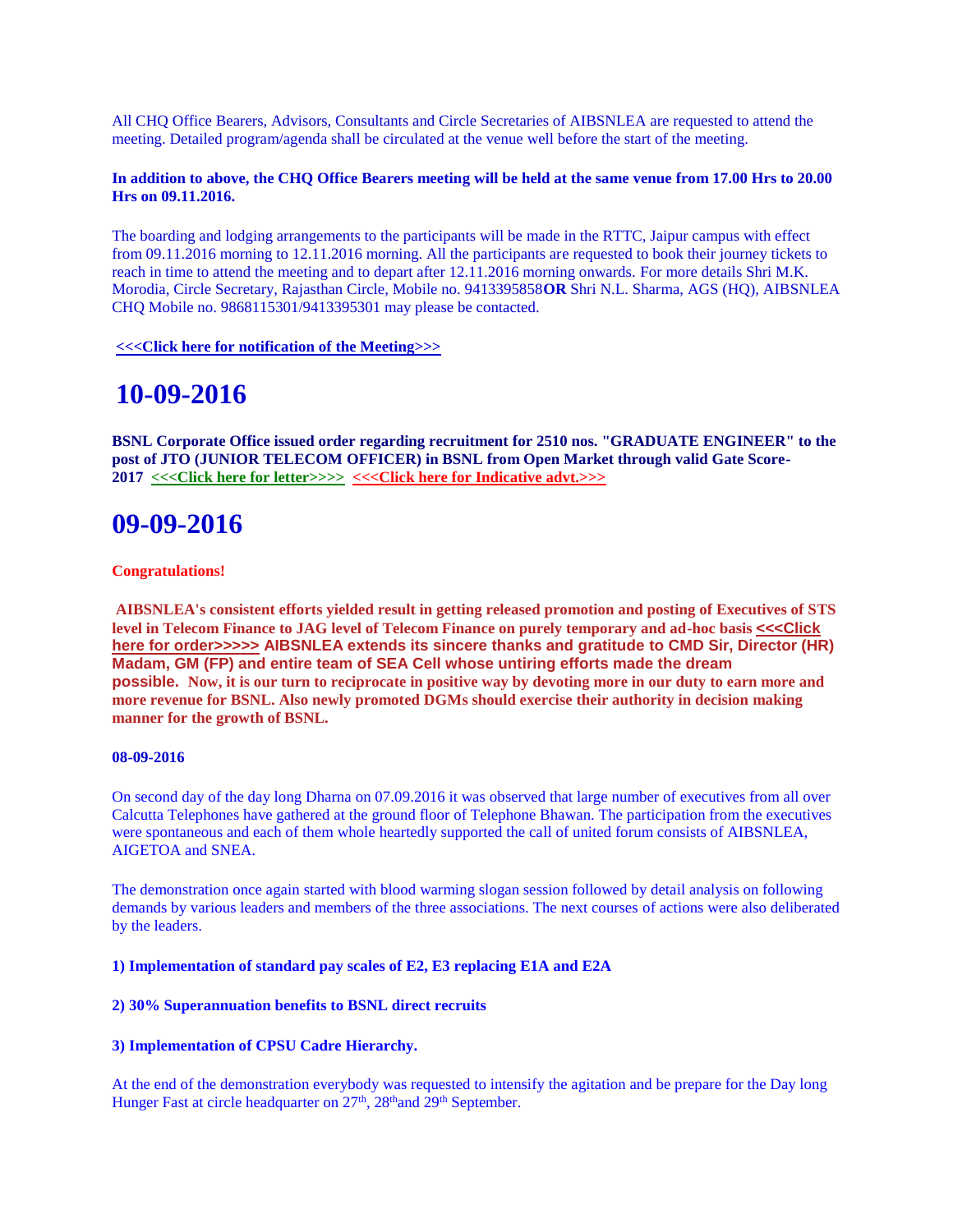All CHQ Office Bearers, Advisors, Consultants and Circle Secretaries of AIBSNLEA are requested to attend the meeting. Detailed program/agenda shall be circulated at the venue well before the start of the meeting.

**In addition to above, the CHQ Office Bearers meeting will be held at the same venue from 17.00 Hrs to 20.00 Hrs on 09.11.2016.**

The boarding and lodging arrangements to the participants will be made in the RTTC, Jaipur campus with effect from 09.11.2016 morning to 12.11.2016 morning. All the participants are requested to book their journey tickets to reach in time to attend the meeting and to depart after 12.11.2016 morning onwards. For more details Shri M.K. Morodia, Circle Secretary, Rajasthan Circle, Mobile no. 9413395858**OR** Shri N.L. Sharma, AGS (HQ), AIBSNLEA CHQ Mobile no. 9868115301/9413395301 may please be contacted.

**<<<Click here for notification of the Meeting>>>**

# 10-09-2016

**BSNL Corporate Office issued order regarding recruitment for 2510 nos. "GRADUATE ENGINEER" to the post of JTO (JUNIOR TELECOM OFFICER) in BSNL from Open Market through valid Gate Score-2017 <<<Click here for letter>>>> <<<Click here for Indicative advt.>>>**

# 09-09-2016

**Congratulations!**

**AIBSNLEA's consistent efforts yielded result in getting released promotion and posting of Executives of STS level in Telecom Finance to JAG level of Telecom Finance on purely temporary and ad-hoc basis <<<Click here for order>>>>> AIBSNLEA extends its sincere thanks and gratitude to CMD Sir, Director (HR) Madam, GM (FP) and entire team of SEA Cell whose untiring efforts made the dream possible. Now, it is our turn to reciprocate in positive way by devoting more in our duty to earn more and more revenue for BSNL. Also newly promoted DGMs should exercise their authority in decision making manner for the growth of BSNL.**

**08-09-2016**

On second day of the day long Dharna on 07.09.2016 it was observed that large number of executives from all over Calcutta Telephones have gathered at the ground floor of Telephone Bhawan. The participation from the executives were spontaneous and each of them whole heartedly supported the call of united forum consists of AIBSNLEA, AIGETOA and SNEA.

The demonstration once again started with blood warming slogan session followed by detail analysis on following demands by various leaders and members of the three associations. The next courses of actions were also deliberated by the leaders.

**1) Implementation of standard pay scales of E2, E3 replacing E1A and E2A**

**2) 30% Superannuation benefits to BSNL direct recruits**

**3) Implementation of CPSU Cadre Hierarchy.**

At the end of the demonstration everybody was requested to intensify the agitation and be prepare for the Day long Hunger Fast at circle headquarter on 27th, 28th and 29th September.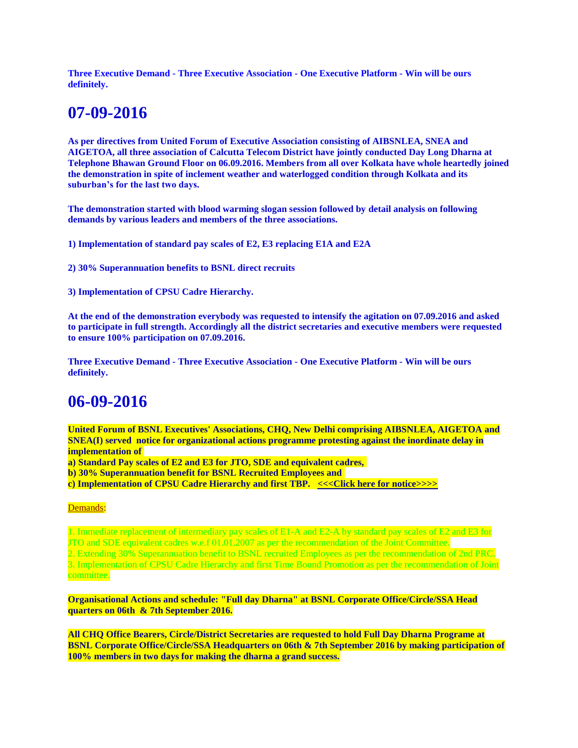**Three Executive Demand - Three Executive Association - One Executive Platform - Win will be ours definitely.**

# 07-09-2016

**As per directives from United Forum of Executive Association consisting of AIBSNLEA, SNEA and AIGETOA, all three association of Calcutta Telecom District have jointly conducted Day Long Dharna at Telephone Bhawan Ground Floor on 06.09.2016. Members from all over Kolkata have whole heartedly joined the demonstration in spite of inclement weather and waterlogged condition through Kolkata and its suburban's for the last two days.**

**The demonstration started with blood warming slogan session followed by detail analysis on following demands by various leaders and members of the three associations.**

**1) Implementation of standard pay scales of E2, E3 replacing E1A and E2A**

**2) 30% Superannuation benefits to BSNL direct recruits**

**3) Implementation of CPSU Cadre Hierarchy.**

**At the end of the demonstration everybody was requested to intensify the agitation on 07.09.2016 and asked to participate in full strength. Accordingly all the district secretaries and executive members were requested to ensure 100% participation on 07.09.2016.**

**Three Executive Demand - Three Executive Association - One Executive Platform - Win will be ours definitely.**

# 06-09-2016

**United Forum of BSNL Executives' Associations, CHQ, New Delhi comprising AIBSNLEA, AIGETOA and SNEA(I) served notice for organizational actions programme protesting against the inordinate delay in implementation of**
**a) Standard Pay scales of E2 and E3 for JTO, SDE and equivalent cadres,**
**b) 30% Superannuation benefit for BSNL Recruited Employees and**
**c) Implementation of CPSU Cadre Hierarchy and first TBP. <<<Click here for notice>>>>**

Demands:

1. Immediate replacement of intermediary pay scales of E1-A and E2-A by standard pay scales of E2 and E3 for JTO and SDE equivalent cadres w.e.f 01.01.2007 as per the recommendation of the Joint Committee.
2. Extending 30% Superannuation benefit to BSNL recruited Employees as per the recommendation of 2nd PRC.
3. Implementation of CPSU Cadre Hierarchy and first Time Bound Promotion as per the recommendation of Joint committee.

**Organisational Actions and schedule: "Full day Dharna" at BSNL Corporate Office/Circle/SSA Head quarters on 06th & 7th September 2016.**

**All CHQ Office Bearers, Circle/District Secretaries are requested to hold Full Day Dharna Programe at BSNL Corporate Office/Circle/SSA Headquarters on 06th & 7th September 2016 by making participation of 100% members in two days for making the dharna a grand success.**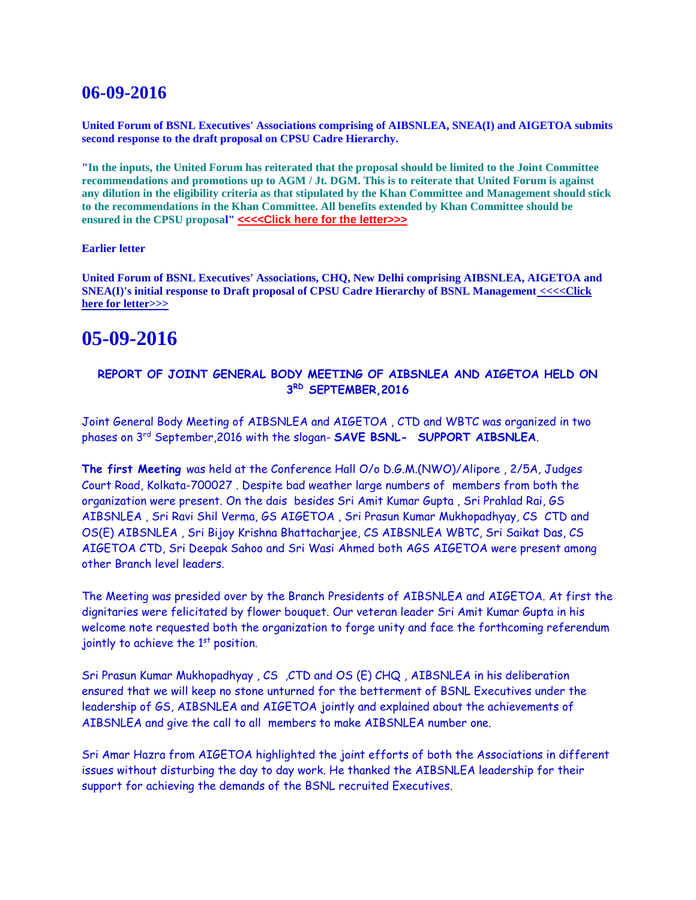## 06-09-2016

**United Forum of BSNL Executives' Associations comprising of AIBSNLEA, SNEA(I) and AIGETOA submits second response to the draft proposal on CPSU Cadre Hierarchy.**

**"In the inputs, the United Forum has reiterated that the proposal should be limited to the Joint Committee recommendations and promotions up to AGM / Jt. DGM. This is to reiterate that United Forum is against any dilution in the eligibility criteria as that stipulated by the Khan Committee and Management should stick to the recommendations in the Khan Committee. All benefits extended by Khan Committee should be ensured in the CPSU proposal"** **<<<<Click here for the letter>>>**

**Earlier letter**

**United Forum of BSNL Executives' Associations, CHQ, New Delhi comprising AIBSNLEA, AIGETOA and SNEA(I)'s initial response to Draft proposal of CPSU Cadre Hierarchy of BSNL Management <<<<Click here for letter>>>**

## 05-09-2016

**REPORT OF JOINT GENERAL BODY MEETING OF AIBSNLEA AND AIGETOA HELD ON 3RD SEPTEMBER,2016**

Joint General Body Meeting of AIBSNLEA and AIGETOA , CTD and WBTC was organized in two phases on 3rd September,2016 with the slogan- **SAVE BSNL- SUPPORT AIBSNLEA**.

**The first Meeting** was held at the Conference Hall O/o D.G.M.(NWO)/Alipore , 2/5A, Judges Court Road, Kolkata-700027 . Despite bad weather large numbers of members from both the organization were present. On the dais besides Sri Amit Kumar Gupta , Sri Prahlad Rai, GS AIBSNLEA , Sri Ravi Shil Verma, GS AIGETOA , Sri Prasun Kumar Mukhopadhyay, CS CTD and OS(E) AIBSNLEA , Sri Bijoy Krishna Bhattacharjee, CS AIBSNLEA WBTC, Sri Saikat Das, CS AIGETOA CTD, Sri Deepak Sahoo and Sri Wasi Ahmed both AGS AIGETOA were present among other Branch level leaders.

The Meeting was presided over by the Branch Presidents of AIBSNLEA and AIGETOA. At first the dignitaries were felicitated by flower bouquet. Our veteran leader Sri Amit Kumar Gupta in his welcome note requested both the organization to forge unity and face the forthcoming referendum jointly to achieve the 1st position.

Sri Prasun Kumar Mukhopadhyay , CS ,CTD and OS (E) CHQ , AIBSNLEA in his deliberation ensured that we will keep no stone unturned for the betterment of BSNL Executives under the leadership of GS, AIBSNLEA and AIGETOA jointly and explained about the achievements of AIBSNLEA and give the call to all members to make AIBSNLEA number one.

Sri Amar Hazra from AIGETOA highlighted the joint efforts of both the Associations in different issues without disturbing the day to day work. He thanked the AIBSNLEA leadership for their support for achieving the demands of the BSNL recruited Executives.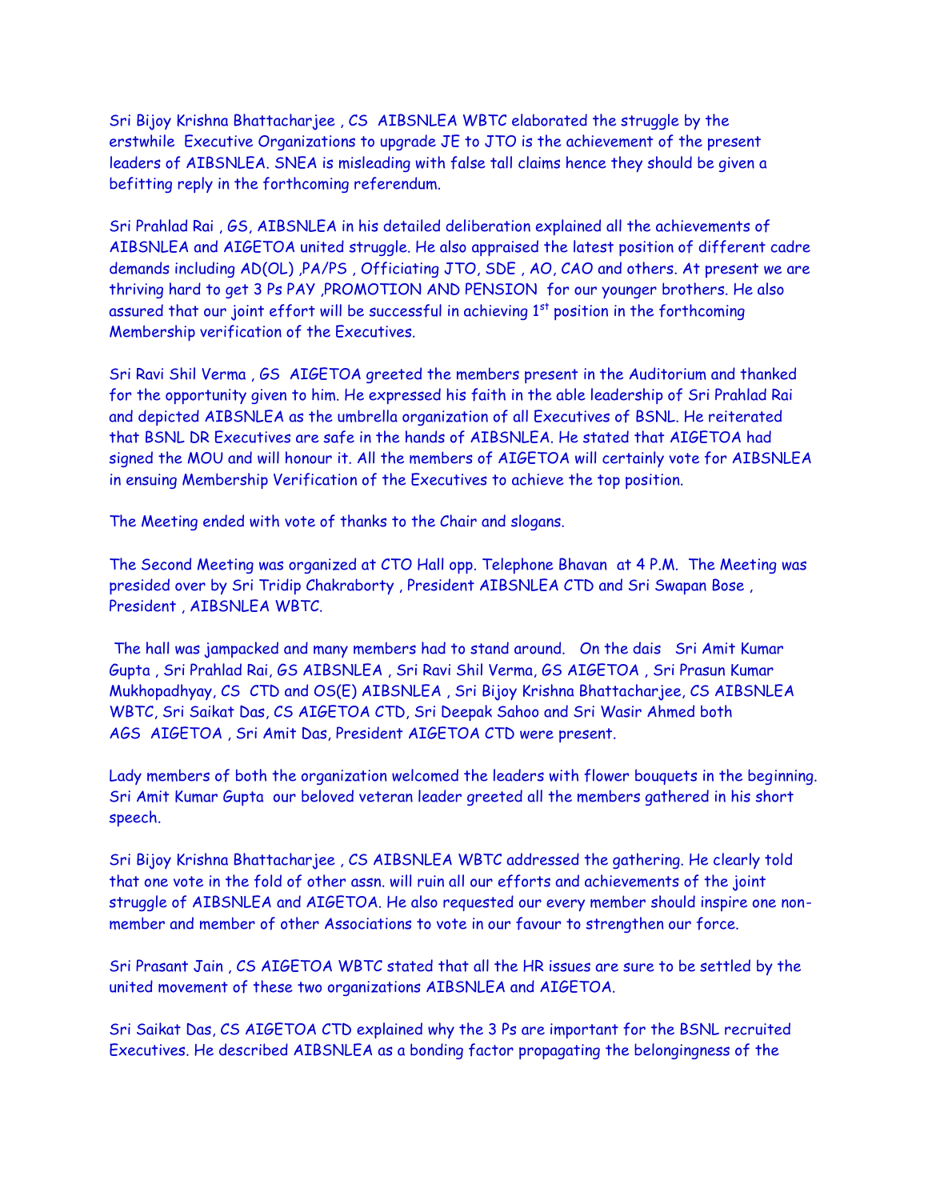Sri Bijoy Krishna Bhattacharjee , CS AIBSNLEA WBTC elaborated the struggle by the erstwhile Executive Organizations to upgrade JE to JTO is the achievement of the present leaders of AIBSNLEA. SNEA is misleading with false tall claims hence they should be given a befitting reply in the forthcoming referendum.

Sri Prahlad Rai , GS, AIBSNLEA in his detailed deliberation explained all the achievements of AIBSNLEA and AIGETOA united struggle. He also appraised the latest position of different cadre demands including AD(OL) ,PA/PS , Officiating JTO, SDE , AO, CAO and others. At present we are thriving hard to get 3 Ps PAY ,PROMOTION AND PENSION for our younger brothers. He also assured that our joint effort will be successful in achieving 1st position in the forthcoming Membership verification of the Executives.

Sri Ravi Shil Verma , GS AIGETOA greeted the members present in the Auditorium and thanked for the opportunity given to him. He expressed his faith in the able leadership of Sri Prahlad Rai and depicted AIBSNLEA as the umbrella organization of all Executives of BSNL. He reiterated that BSNL DR Executives are safe in the hands of AIBSNLEA. He stated that AIGETOA had signed the MOU and will honour it. All the members of AIGETOA will certainly vote for AIBSNLEA in ensuing Membership Verification of the Executives to achieve the top position.

The Meeting ended with vote of thanks to the Chair and slogans.

The Second Meeting was organized at CTO Hall opp. Telephone Bhavan at 4 P.M. The Meeting was presided over by Sri Tridip Chakraborty , President AIBSNLEA CTD and Sri Swapan Bose , President , AIBSNLEA WBTC.

The hall was jampacked and many members had to stand around. On the dais Sri Amit Kumar Gupta , Sri Prahlad Rai, GS AIBSNLEA , Sri Ravi Shil Verma, GS AIGETOA , Sri Prasun Kumar Mukhopadhyay, CS CTD and OS(E) AIBSNLEA , Sri Bijoy Krishna Bhattacharjee, CS AIBSNLEA WBTC, Sri Saikat Das, CS AIGETOA CTD, Sri Deepak Sahoo and Sri Wasir Ahmed both AGS AIGETOA , Sri Amit Das, President AIGETOA CTD were present.

Lady members of both the organization welcomed the leaders with flower bouquets in the beginning. Sri Amit Kumar Gupta our beloved veteran leader greeted all the members gathered in his short speech.

Sri Bijoy Krishna Bhattacharjee , CS AIBSNLEA WBTC addressed the gathering. He clearly told that one vote in the fold of other assn. will ruin all our efforts and achievements of the joint struggle of AIBSNLEA and AIGETOA. He also requested our every member should inspire one non-member and member of other Associations to vote in our favour to strengthen our force.

Sri Prasant Jain , CS AIGETOA WBTC stated that all the HR issues are sure to be settled by the united movement of these two organizations AIBSNLEA and AIGETOA.

Sri Saikat Das, CS AIGETOA CTD explained why the 3 Ps are important for the BSNL recruited Executives. He described AIBSNLEA as a bonding factor propagating the belongingness of the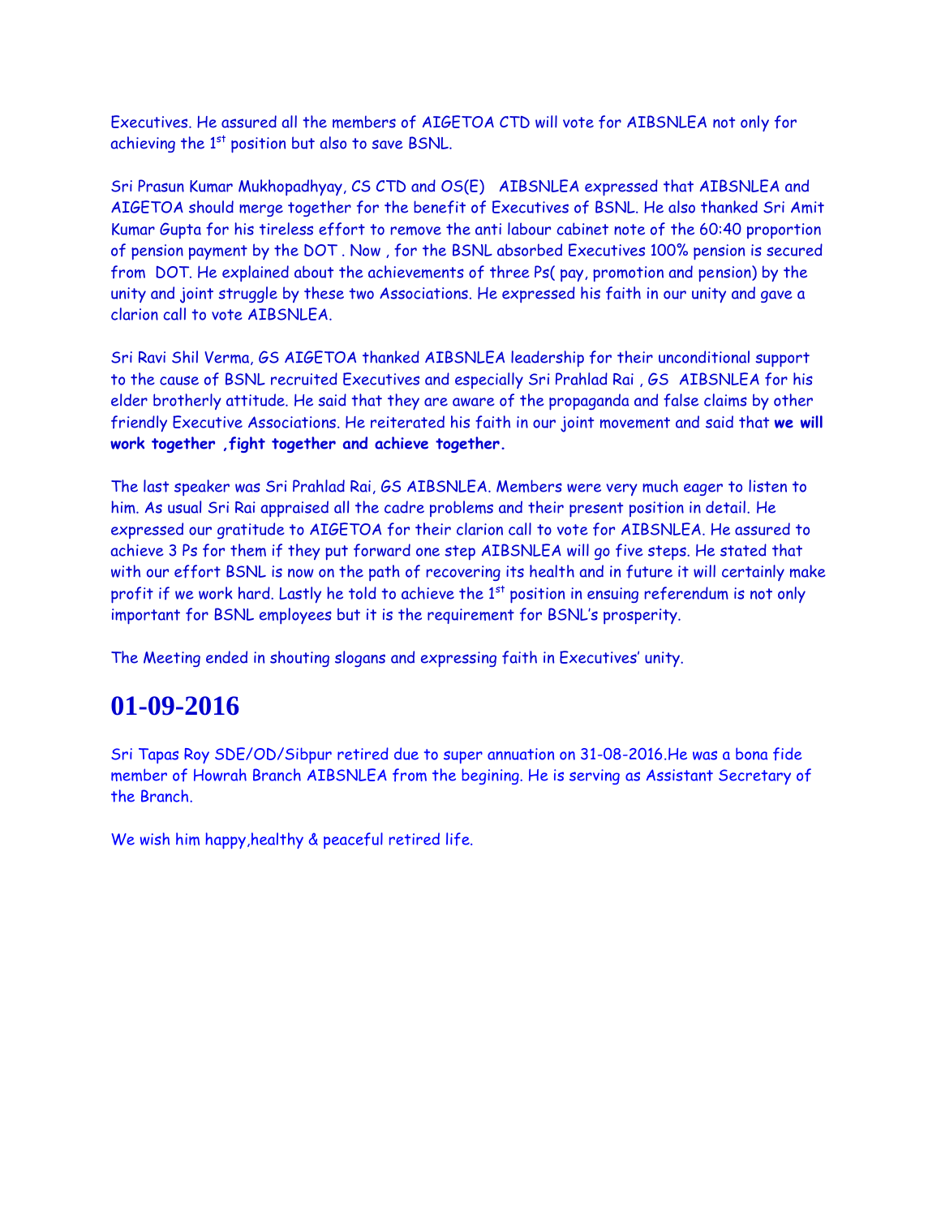Executives. He assured all the members of AIGETOA CTD will vote for AIBSNLEA not only for achieving the 1st position but also to save BSNL.

Sri Prasun Kumar Mukhopadhyay, CS CTD and OS(E) AIBSNLEA expressed that AIBSNLEA and AIGETOA should merge together for the benefit of Executives of BSNL. He also thanked Sri Amit Kumar Gupta for his tireless effort to remove the anti labour cabinet note of the 60:40 proportion of pension payment by the DOT . Now , for the BSNL absorbed Executives 100% pension is secured from DOT. He explained about the achievements of three Ps( pay, promotion and pension) by the unity and joint struggle by these two Associations. He expressed his faith in our unity and gave a clarion call to vote AIBSNLEA.

Sri Ravi Shil Verma, GS AIGETOA thanked AIBSNLEA leadership for their unconditional support to the cause of BSNL recruited Executives and especially Sri Prahlad Rai , GS AIBSNLEA for his elder brotherly attitude. He said that they are aware of the propaganda and false claims by other friendly Executive Associations. He reiterated his faith in our joint movement and said that **we will work together ,fight together and achieve together.**

The last speaker was Sri Prahlad Rai, GS AIBSNLEA. Members were very much eager to listen to him. As usual Sri Rai appraised all the cadre problems and their present position in detail. He expressed our gratitude to AIGETOA for their clarion call to vote for AIBSNLEA. He assured to achieve 3 Ps for them if they put forward one step AIBSNLEA will go five steps. He stated that with our effort BSNL is now on the path of recovering its health and in future it will certainly make profit if we work hard. Lastly he told to achieve the 1st position in ensuing referendum is not only important for BSNL employees but it is the requirement for BSNL's prosperity.

The Meeting ended in shouting slogans and expressing faith in Executives' unity.

## 01-09-2016

Sri Tapas Roy SDE/OD/Sibpur retired due to super annuation on 31-08-2016.He was a bona fide member of Howrah Branch AIBSNLEA from the begining. He is serving as Assistant Secretary of the Branch.

We wish him happy,healthy & peaceful retired life.